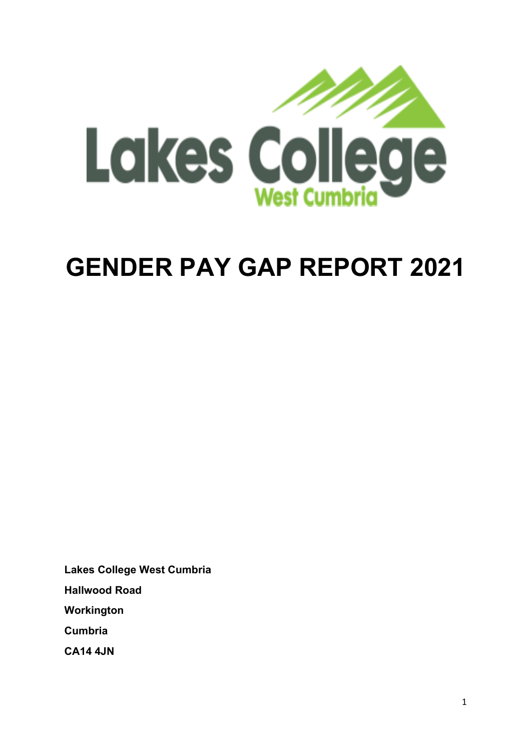# GENDER PAY GAP REPORT 2021

**Lakes College West Cumbria**

**Hallwood Road**

**Workington**

**Cumbria**

**CA14 4JN**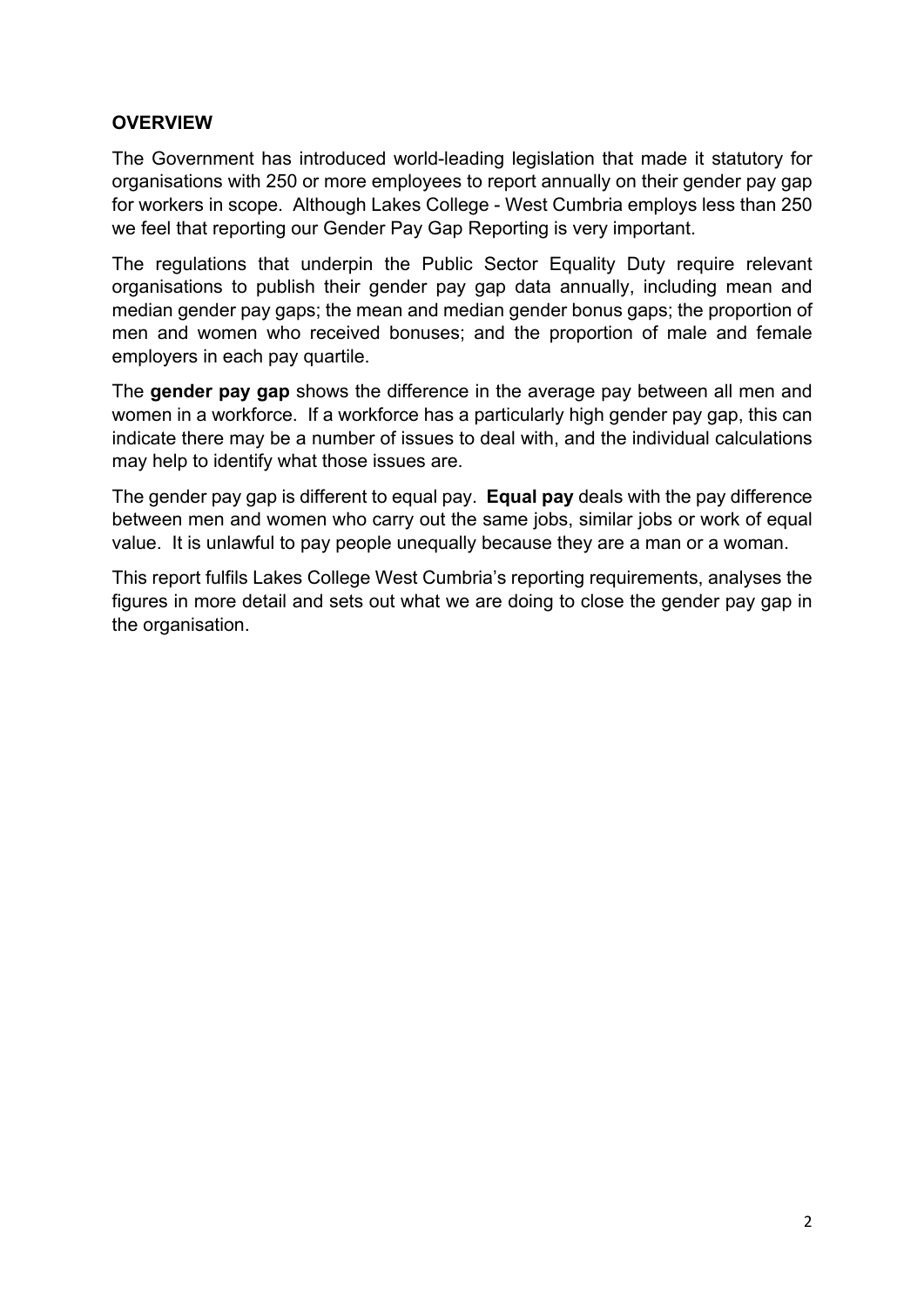## OVERVIEW

The Government has introduced world-leading legislation that made it statutory for organisations with 250 or more employees to report annually on their gender pay gap for workers in scope. Although Lakes College - West Cumbria employs less than 250 we feel that reporting our Gender Pay Gap Reporting is very important.

The regulations that underpin the Public Sector Equality Duty require relevant organisations to publish their gender pay gap data annually, including mean and median gender pay gaps; the mean and median gender bonus gaps; the proportion of men and women who received bonuses; and the proportion of male and female employers in each pay quartile.

The **gender pay gap** shows the difference in the average pay between all men and women in a workforce. If a workforce has a particularly high gender pay gap, this can indicate there may be a number of issues to deal with, and the individual calculations may help to identify what those issues are.

The gender pay gap is different to equal pay. **Equal pay** deals with the pay difference between men and women who carry out the same jobs, similar jobs or work of equal value. It is unlawful to pay people unequally because they are a man or a woman.

This report fulfils Lakes College West Cumbria's reporting requirements, analyses the figures in more detail and sets out what we are doing to close the gender pay gap in the organisation.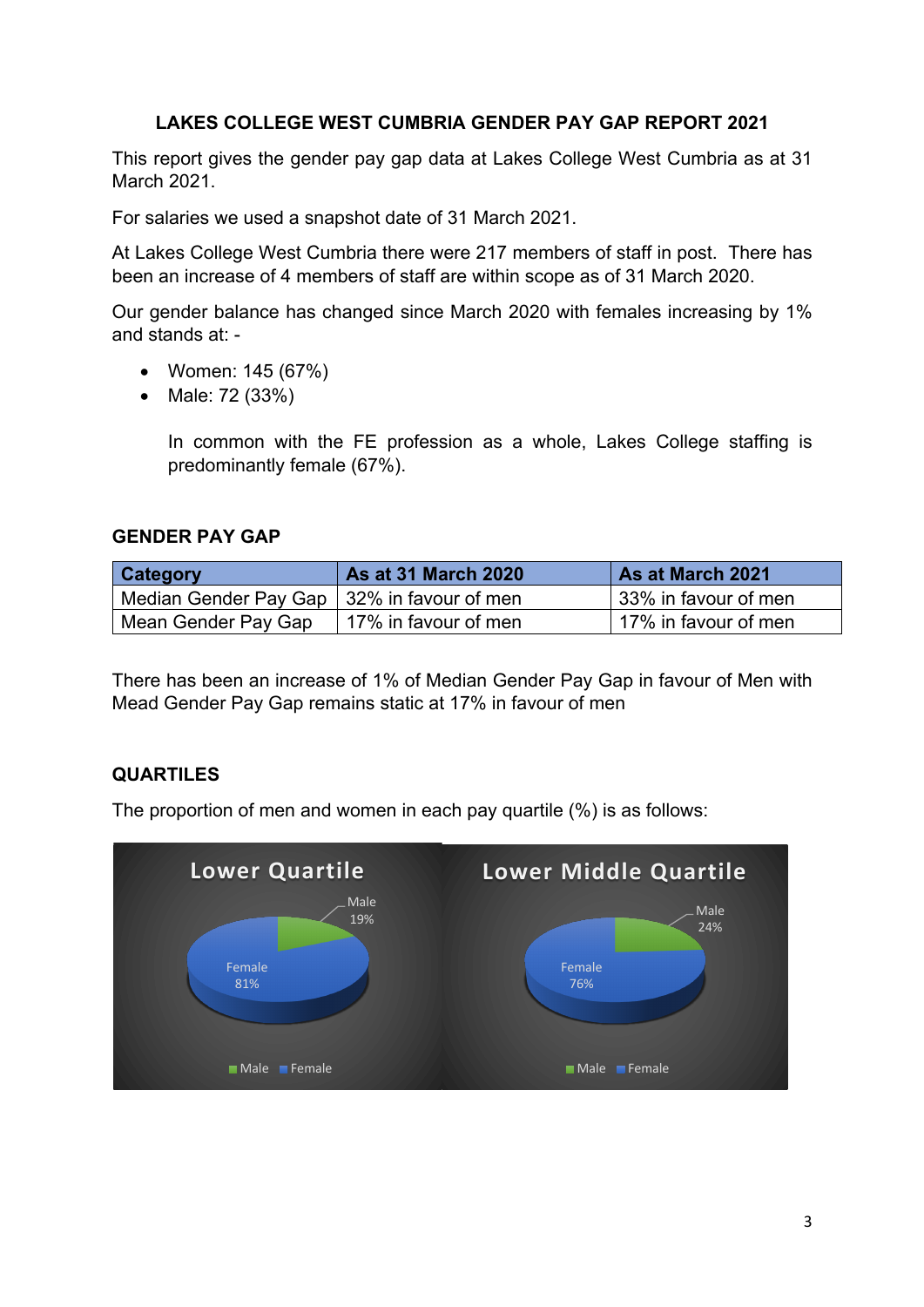**LAKES COLLEGE WEST CUMBRIA GENDER PAY GAP REPORT 2021**

This report gives the gender pay gap data at Lakes College West Cumbria as at 31 March 2021.

For salaries we used a snapshot date of 31 March 2021.

At Lakes College West Cumbria there were 217 members of staff in post. There has been an increase of 4 members of staff are within scope as of 31 March 2020.

Our gender balance has changed since March 2020 with females increasing by 1% and stands at: -

- Women: 145 (67%)
- Male: 72 (33%)

  In common with the FE profession as a whole, Lakes College staffing is predominantly female (67%).

**GENDER PAY GAP**

| Category | As at 31 March 2020 | As at March 2021 |
|---|---|---|
| Median Gender Pay Gap | 32% in favour of men | 33% in favour of men |
| Mean Gender Pay Gap | 17% in favour of men | 17% in favour of men |

There has been an increase of 1% of Median Gender Pay Gap in favour of Men with Mead Gender Pay Gap remains static at 17% in favour of men

**QUARTILES**

The proportion of men and women in each pay quartile (%) is as follows:

**Lower Quartile**

- Male: 19%
- Female: 81%

**Lower Middle Quartile**

- Male: 24%
- Female: 76%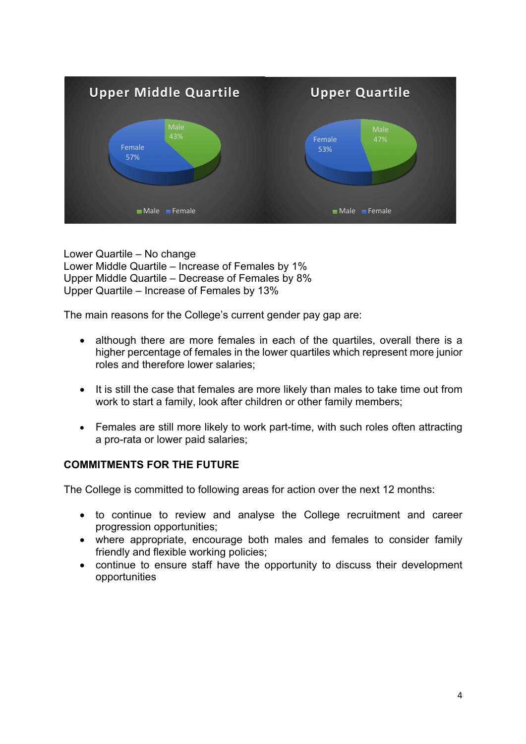Upper Middle Quartile

Male 43%

Female 57%

Male Female

Upper Quartile

Male 47%

Female 53%

Male Female

Lower Quartile – No change
Lower Middle Quartile – Increase of Females by 1%
Upper Middle Quartile – Decrease of Females by 8%
Upper Quartile – Increase of Females by 13%

The main reasons for the College's current gender pay gap are:

- although there are more females in each of the quartiles, overall there is a higher percentage of females in the lower quartiles which represent more junior roles and therefore lower salaries;

- It is still the case that females are more likely than males to take time out from work to start a family, look after children or other family members;

- Females are still more likely to work part-time, with such roles often attracting a pro-rata or lower paid salaries;

**COMMITMENTS FOR THE FUTURE**

The College is committed to following areas for action over the next 12 months:

- to continue to review and analyse the College recruitment and career progression opportunities;
- where appropriate, encourage both males and females to consider family friendly and flexible working policies;
- continue to ensure staff have the opportunity to discuss their development opportunities